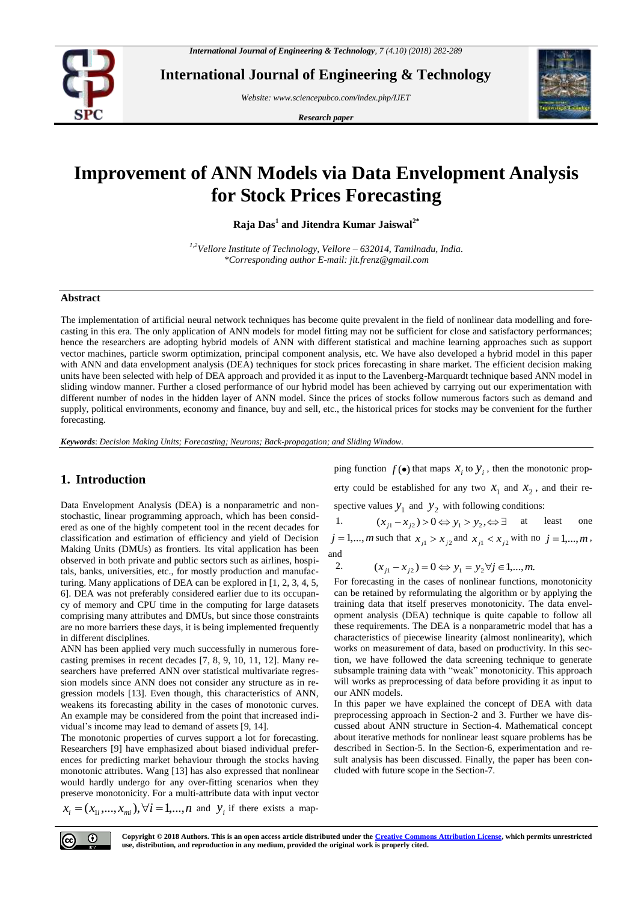# Improvement of ANN Models via Data Envelopment Analysis for Stock Prices Forecasting

**Raja Das[1] and Jitendra Kumar Jaiswal[2*]**

*[1,2]Vellore Institute of Technology, Vellore – 632014, Tamilnadu, India.*
*\*Corresponding author E-mail: jit.frenz@gmail.com*

## Abstract

The implementation of artificial neural network techniques has become quite prevalent in the field of nonlinear data modelling and forecasting in this era. The only application of ANN models for model fitting may not be sufficient for close and satisfactory performances; hence the researchers are adopting hybrid models of ANN with different statistical and machine learning approaches such as support vector machines, particle sworm optimization, principal component analysis, etc. We have also developed a hybrid model in this paper with ANN and data envelopment analysis (DEA) techniques for stock prices forecasting in share market. The efficient decision making units have been selected with help of DEA approach and provided it as input to the Lavenberg-Marquardt technique based ANN model in sliding window manner. Further a closed performance of our hybrid model has been achieved by carrying out our experimentation with different number of nodes in the hidden layer of ANN model. Since the prices of stocks follow numerous factors such as demand and supply, political environments, economy and finance, buy and sell, etc., the historical prices for stocks may be convenient for the further forecasting.

***Keywords***: *Decision Making Units; Forecasting; Neurons; Back-propagation; and Sliding Window.*

## 1. Introduction

Data Envelopment Analysis (DEA) is a nonparametric and non-stochastic, linear programming approach, which has been considered as one of the highly competent tool in the recent decades for classification and estimation of efficiency and yield of Decision Making Units (DMUs) as frontiers. Its vital application has been observed in both private and public sectors such as airlines, hospitals, banks, universities, etc., for mostly production and manufacturing. Many applications of DEA can be explored in [1, 2, 3, 4, 5, 6]. DEA was not preferably considered earlier due to its occupancy of memory and CPU time in the computing for large datasets comprising many attributes and DMUs, but since those constraints are no more barriers these days, it is being implemented frequently in different disciplines.

ANN has been applied very much successfully in numerous forecasting premises in recent decades [7, 8, 9, 10, 11, 12]. Many researchers have preferred ANN over statistical multivariate regression models since ANN does not consider any structure as in regression models [13]. Even though, this characteristics of ANN, weakens its forecasting ability in the cases of monotonic curves. An example may be considered from the point that increased individual's income may lead to demand of assets [9, 14].

The monotonic properties of curves support a lot for forecasting. Researchers [9] have emphasized about biased individual preferences for predicting market behaviour through the stocks having monotonic attributes. Wang [13] has also expressed that nonlinear would hardly undergo for any over-fitting scenarios when they preserve monotonicity. For a multi-attribute data with input vector $x_i = (x_{1i}, ..., x_{mi}), \forall i = 1, ..., n$ and $y_i$ if there exists a mapping function $f(\bullet)$ that maps $x_i$ to $y_i$, then the monotonic property could be established for any two $x_1$ and $x_2$, and their respective values $y_1$ and $y_2$ with following conditions:

1. $(x_{j1} - x_{j2}) > 0 \Leftrightarrow y_1 > y_2, \Leftrightarrow \exists$ at least one $j = 1, ..., m$ such that $x_{j1} > x_{j2}$ and $x_{j1} < x_{j2}$ with no $j = 1, ..., m$, and
2. $(x_{j1} - x_{j2}) = 0 \Leftrightarrow y_1 = y_2 \forall j \in 1, ..., m.$

For forecasting in the cases of nonlinear functions, monotonicity can be retained by reformulating the algorithm or by applying the training data that itself preserves monotonicity. The data envelopment analysis (DEA) technique is quite capable to follow all these requirements. The DEA is a nonparametric model that has a characteristics of piecewise linearity (almost nonlinearity), which works on measurement of data, based on productivity. In this section, we have followed the data screening technique to generate subsample training data with "weak" monotonicity. This approach will works as preprocessing of data before providing it as input to our ANN models.

In this paper we have explained the concept of DEA with data preprocessing approach in Section-2 and 3. Further we have discussed about ANN structure in Section-4. Mathematical concept about iterative methods for nonlinear least square problems has be described in Section-5. In the Section-6, experimentation and result analysis has been discussed. Finally, the paper has been concluded with future scope in the Section-7.

**Copyright © 2018 Authors. This is an open access article distributed under the Creative Commons Attribution License, which permits unrestricted use, distribution, and reproduction in any medium, provided the original work is properly cited.**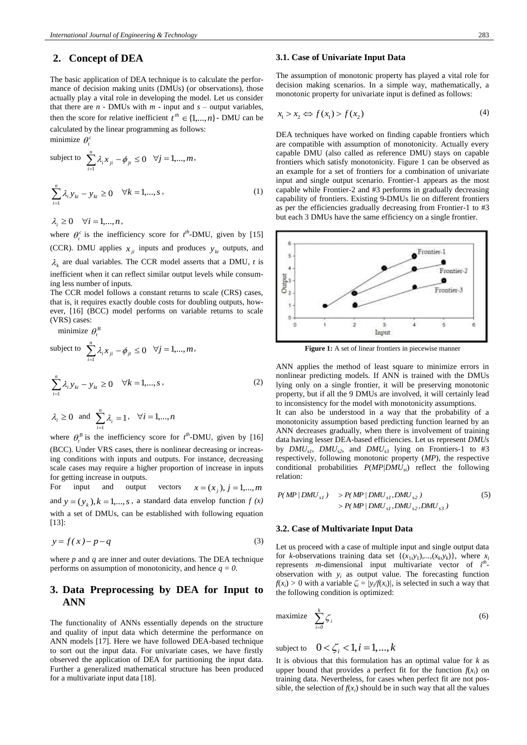## 2. Concept of DEA

The basic application of DEA technique is to calculate the performance of decision making units (DMUs) (or observations), those actually play a vital role in developing the model. Let us consider that there are $n$ - DMUs with $m$ - input and $s$ – output variables, then the score for relative inefficient $t^{th} \in \{1,...,n\}$ - DMU can be calculated by the linear programming as follows:

$$\text{minimize } \theta_t^c$$

$$\text{subject to } \sum_{i=1}^{n} \lambda_i x_{ji} - \phi_{jt} \le 0 \quad \forall j = 1,...,m,$$

$$\sum_{i=1}^{n} \lambda_i y_{ki} - y_{kt} \ge 0 \quad \forall k = 1,...,s, \tag{1}$$

$$\lambda_i \ge 0 \quad \forall i = 1,...,n,$$

where $\theta_t^c$ is the inefficiency score for $t^{th}$-DMU, given by [15] (CCR). DMU applies $x_{ji}$ inputs and produces $y_{ki}$ outputs, and $\lambda_k$ are dual variables. The CCR model asserts that a DMU, $t$ is inefficient when it can reflect similar output levels while consuming less number of inputs.

The CCR model follows a constant returns to scale (CRS) cases, that is, it requires exactly double costs for doubling outputs, however, [16] (BCC) model performs on variable returns to scale (VRS) cases:

$$\text{minimize } \theta_t^B$$

$$\text{subject to } \sum_{i=1}^{n} \lambda_i x_{ji} - \phi_{jt} \le 0 \quad \forall j = 1,...,m,$$

$$\sum_{i=1}^{n} \lambda_i y_{ki} - y_{kt} \ge 0 \quad \forall k = 1,...,s, \tag{2}$$

$$\lambda_i \ge 0 \text{ and } \sum_{i=1}^{n} \lambda_i = 1, \quad \forall i = 1,...,n$$

where $\theta_t^B$ is the inefficiency score for $t^{th}$-DMU, given by [16] (BCC). Under VRS cases, there is nonlinear decreasing or increasing conditions with inputs and outputs. For instance, decreasing scale cases may require a higher proportion of increase in inputs for getting increase in outputs.

For input and output vectors $x = (x_j), j = 1,...,m$ and $y = (y_k), k = 1,...,s$, a standard data envelop function $f(x)$ with a set of DMUs, can be established with following equation [13]:

$$y = f(x) - p - q \tag{3}$$

where $p$ and $q$ are inner and outer deviations. The DEA technique performs on assumption of monotonicity, and hence $q = 0$.

## 3. Data Preprocessing by DEA for Input to ANN

The functionality of ANNs essentially depends on the structure and quality of input data which determine the performance on ANN models [17]. Here we have followed DEA-based technique to sort out the input data. For univariate cases, we have firstly observed the application of DEA for partitioning the input data. Further a generalized mathematical structure has been produced for a multivariate input data [18].

### 3.1. Case of Univariate Input Data

The assumption of monotonic property has played a vital role for decision making scenarios. In a simple way, mathematically, a monotonic property for univariate input is defined as follows:

$$x_1 > x_2 \Leftrightarrow f(x_1) > f(x_2) \tag{4}$$

DEA techniques have worked on finding capable frontiers which are compatible with assumption of monotonicity. Actually every capable DMU (also called as reference DMU) stays on capable frontiers which satisfy monotonicity. Figure 1 can be observed as an example for a set of frontiers for a combination of univariate input and single output scenario. Frontier-1 appears as the most capable while Frontier-2 and #3 performs in gradually decreasing capability of frontiers. Existing 9-DMUs lie on different frontiers as per the efficiencies gradually decreasing from Frontier-1 to #3 but each 3 DMUs have the same efficiency on a single frontier.

**Figure 1:** A set of linear frontiers in piecewise manner

ANN applies the method of least square to minimize errors in nonlinear predicting models. If ANN is trained with the DMUs lying only on a single frontier, it will be preserving monotonic property, but if all the 9 DMUs are involved, it will certainly lead to inconsistency for the model with monotonicity assumptions.

It can also be understood in a way that the probability of a monotonicity assumption based predicting function learned by an ANN decreases gradually, when there is involvement of training data having lesser DEA-based efficiencies. Let us represent *DMUs* by $DMU_{s1}$, $DMU_{s2}$, and $DMU_{s3}$ lying on Frontiers-1 to #3 respectively, following monotonic property (*MP*), the respective conditional probabilities $P(MP|DMU_{si})$ reflect the following relation:

$$\begin{aligned} P(MP \mid DMU_{s1}) &> P(MP \mid DMU_{s1}, DMU_{s2}) \\ &> P(MP \mid DMU_{s1}, DMU_{s2}, DMU_{s3}) \end{aligned} \tag{5}$$

### 3.2. Case of Multivariate Input Data

Let us proceed with a case of multiple input and single output data for $k$-observations training data set $\{(x_1,y_1),...,(x_k,y_k)\}$, where $x_i$ represents $m$-dimensional input multivariate vector of $i^{th}$-observation with $y_i$ as output value. The forecasting function $f(x_i) > 0$ with a variable $\zeta_i = |y_i/f(x_i)|$, is selected in such a way that the following condition is optimized:

$$\text{maximize } \sum_{i=0}^{k} \zeta_i \tag{6}$$

$$\text{subject to } \quad 0 < \zeta_i < 1, i = 1,...,k$$

It is obvious that this formulation has an optimal value for $k$ as upper bound that provides a perfect fit for the function $f(x_i)$ on training data. Nevertheless, for cases when perfect fit are not possible, the selection of $f(x_i)$ should be in such way that all the values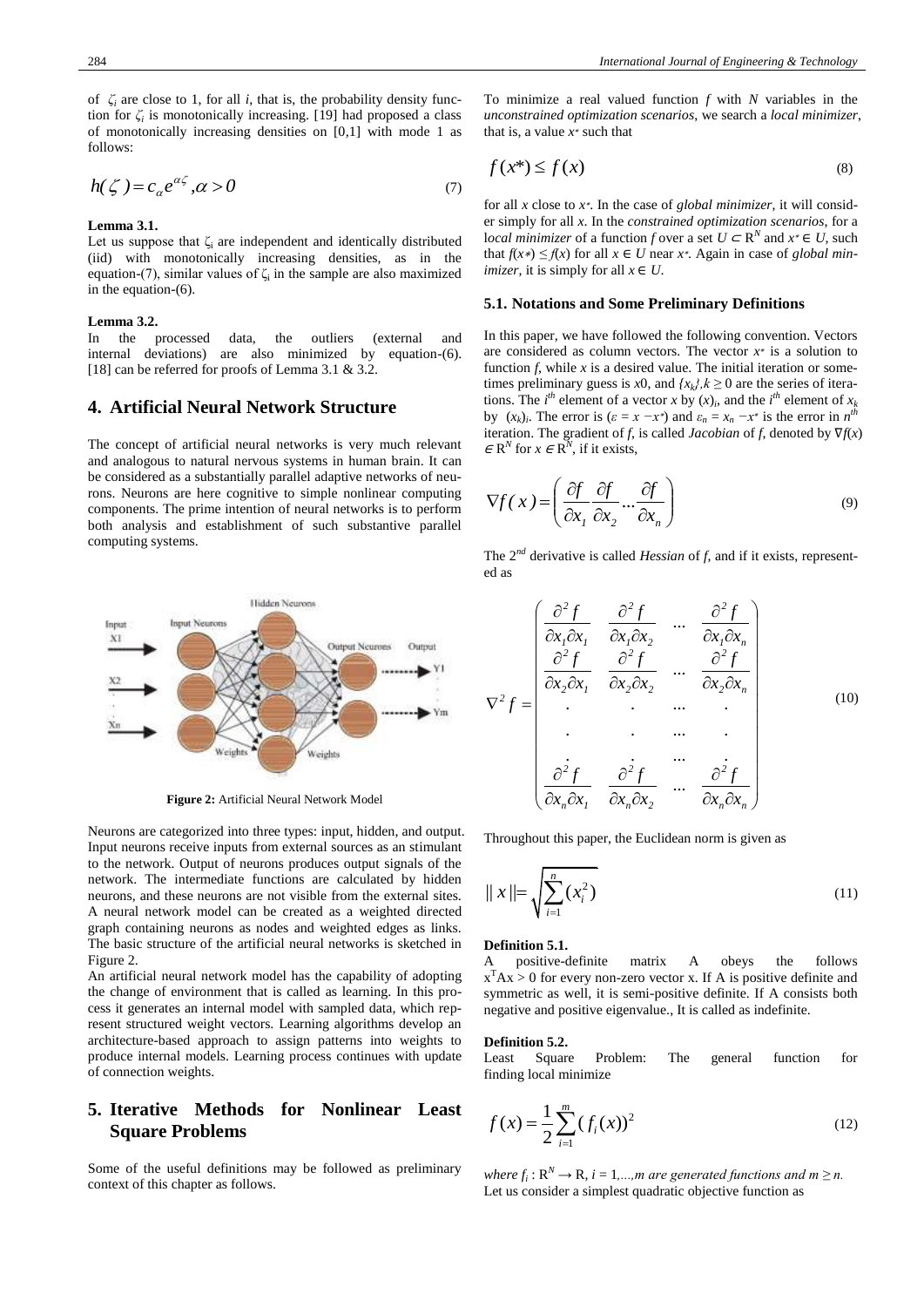of $\zeta_i$ are close to 1, for all $i$, that is, the probability density function for $\zeta_i$ is monotonically increasing. [19] had proposed a class of monotonically increasing densities on [0,1] with mode 1 as follows:

$$h(\zeta) = c_\alpha e^{\alpha\zeta}, \alpha > 0 \tag{7}$$

**Lemma 3.1.**
Let us suppose that $\zeta_i$ are independent and identically distributed (iid) with monotonically increasing densities, as in the equation-(7), similar values of $\zeta_i$ in the sample are also maximized in the equation-(6).

**Lemma 3.2.**
In the processed data, the outliers (external and internal deviations) are also minimized by equation-(6). [18] can be referred for proofs of Lemma 3.1 & 3.2.

## 4. Artificial Neural Network Structure

The concept of artificial neural networks is very much relevant and analogous to natural nervous systems in human brain. It can be considered as a substantially parallel adaptive networks of neurons. Neurons are here cognitive to simple nonlinear computing components. The prime intention of neural networks is to perform both analysis and establishment of such substantive parallel computing systems.

**Figure 2:** Artificial Neural Network Model

Neurons are categorized into three types: input, hidden, and output. Input neurons receive inputs from external sources as an stimulant to the network. Output of neurons produces output signals of the network. The intermediate functions are calculated by hidden neurons, and these neurons are not visible from the external sites. A neural network model can be created as a weighted directed graph containing neurons as nodes and weighted edges as links. The basic structure of the artificial neural networks is sketched in Figure 2.

An artificial neural network model has the capability of adopting the change of environment that is called as learning. In this process it generates an internal model with sampled data, which represent structured weight vectors. Learning algorithms develop an architecture-based approach to assign patterns into weights to produce internal models. Learning process continues with update of connection weights.

## 5. Iterative Methods for Nonlinear Least Square Problems

Some of the useful definitions may be followed as preliminary context of this chapter as follows.

To minimize a real valued function $f$ with $N$ variables in the *unconstrained optimization scenarios*, we search a *local minimizer*, that is, a value $x^*$ such that

$$f(x^*) \leq f(x) \tag{8}$$

for all $x$ close to $x^*$. In the case of *global minimizer*, it will consider simply for all $x$. In the *constrained optimization scenarios*, for a l*ocal minimizer* of a function $f$ over a set $U \subset \mathrm{R}^N$ and $x^* \in U$, such that $f(x^*) \leq f(x)$ for all $x \in U$ near $x^*$. Again in case of *global minimizer*, it is simply for all $x \in U$.

### 5.1. Notations and Some Preliminary Definitions

In this paper, we have followed the following convention. Vectors are considered as column vectors. The vector $x^*$ is a solution to function $f$, while $x$ is a desired value. The initial iteration or sometimes preliminary guess is $x0$, and $\{x_k\}, k \geq 0$ are the series of iterations. The $i^{th}$ element of a vector $x$ by $(x)_i$, and the $i^{th}$ element of $x_k$ by $(x_k)_i$. The error is ($\varepsilon = x - x^*$) and $\varepsilon_n = x_n - x^*$ is the error in $n^{th}$ iteration. The gradient of $f$, is called *Jacobian* of $f$, denoted by $\nabla f(x) \in \mathrm{R}^N$ for $x \in \mathrm{R}^N$, if it exists,

$$\nabla f(x) = \left( \frac{\partial f}{\partial x_1} \frac{\partial f}{\partial x_2} \dots \frac{\partial f}{\partial x_n} \right) \tag{9}$$

The $2^{nd}$ derivative is called *Hessian* of $f$, and if it exists, represented as

$$\nabla^2 f = \begin{pmatrix} \frac{\partial^2 f}{\partial x_1 \partial x_1} & \frac{\partial^2 f}{\partial x_1 \partial x_2} & \dots & \frac{\partial^2 f}{\partial x_1 \partial x_n} \\ \frac{\partial^2 f}{\partial x_2 \partial x_1} & \frac{\partial^2 f}{\partial x_2 \partial x_2} & \dots & \frac{\partial^2 f}{\partial x_2 \partial x_n} \\ \cdot & \cdot & \dots & \cdot \\ \cdot & \cdot & \dots & \cdot \\ \vdots & \vdots & \dots & \vdots \\ \frac{\partial^2 f}{\partial x_n \partial x_1} & \frac{\partial^2 f}{\partial x_n \partial x_2} & \dots & \frac{\partial^2 f}{\partial x_n \partial x_n} \end{pmatrix} \tag{10}$$

Throughout this paper, the Euclidean norm is given as

$$\| x \| = \sqrt{\sum_{i=1}^{n} (x_i^2)} \tag{11}$$

**Definition 5.1.**
A positive-definite matrix A obeys the follows $x^T A x > 0$ for every non-zero vector x. If A is positive definite and symmetric as well, it is semi-positive definite. If A consists both negative and positive eigenvalue., It is called as indefinite.

**Definition 5.2.**
Least Square Problem: The general function for finding local minimize

$$f(x) = \frac{1}{2} \sum_{i=1}^{m} (f_i(x))^2 \tag{12}$$

*where* $f_i : \mathrm{R}^N \rightarrow \mathrm{R}$, $i = 1,\dots,m$ *are generated functions and* $m \geq n$.
Let us consider a simplest quadratic objective function as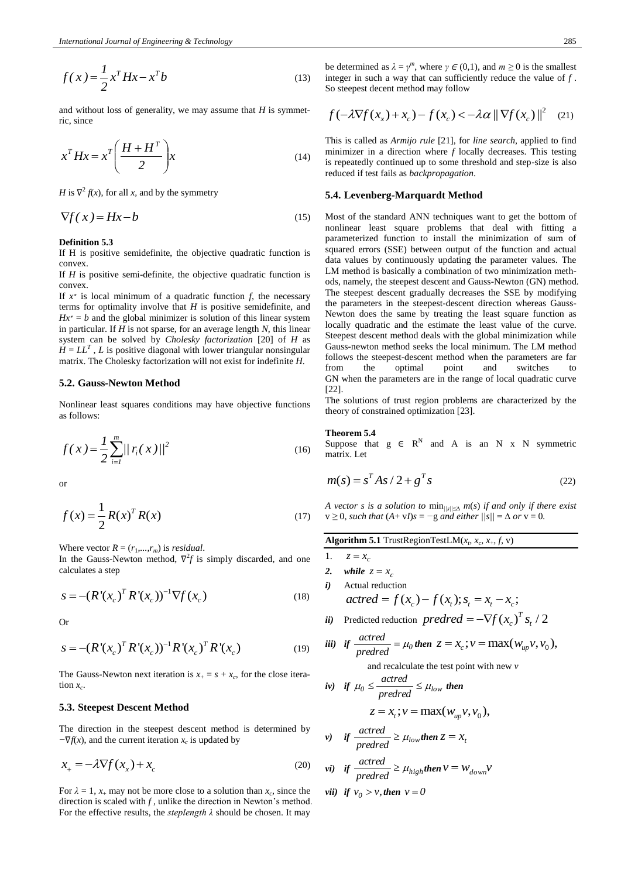$$f(x)=\frac{1}{2}x^T Hx - x^T b \tag{13}$$

and without loss of generality, we may assume that $H$ is symmetric, since

$$x^T Hx = x^T\left(\frac{H+H^T}{2}\right)x \tag{14}$$

$H$ is $\nabla^2 f(x)$, for all $x$, and by the symmetry

$$\nabla f(x) = Hx - b \tag{15}$$

**Definition 5.3**

If H is positive semidefinite, the objective quadratic function is convex.

If $H$ is positive semi-definite, the objective quadratic function is convex.

If $x^*$ is local minimum of a quadratic function $f$, the necessary terms for optimality involve that $H$ is positive semidefinite, and $Hx^* = b$ and the global minimizer is solution of this linear system in particular. If $H$ is not sparse, for an average length $N$, this linear system can be solved by *Cholesky factorization* [20] of $H$ as $H = LL^T$, $L$ is positive diagonal with lower triangular nonsingular matrix. The Cholesky factorization will not exist for indefinite $H$.

### 5.2. Gauss-Newton Method

Nonlinear least squares conditions may have objective functions as follows:

$$f(x)=\frac{1}{2}\sum_{i=1}^{m}||r_i(x)||^2 \tag{16}$$

or

$$f(x)=\frac{1}{2}R(x)^T R(x) \tag{17}$$

Where vector $R = (r_1,...,r_m)$ is *residual*.

In the Gauss-Newton method, $\nabla^2 f$ is simply discarded, and one calculates a step

$$s = -(R'(x_c)^T R'(x_c))^{-1}\nabla f(x_c) \tag{18}$$

Or

$$s = -(R'(x_c)^T R'(x_c))^{-1} R'(x_c)^T R'(x_c) \tag{19}$$

The Gauss-Newton next iteration is $x_+ = s + x_c$, for the close iteration $x_c$.

### 5.3. Steepest Descent Method

The direction in the steepest descent method is determined by $-\nabla f(x)$, and the current iteration $x_c$ is updated by

$$x_+ = -\lambda \nabla f(x_x) + x_c \tag{20}$$

For $\lambda = 1$, $x_+$ may not be more close to a solution than $x_c$, since the direction is scaled with $f$, unlike the direction in Newton's method. For the effective results, the *steplength* $\lambda$ should be chosen. It may be determined as $\lambda = \gamma^m$, where $\gamma \in (0,1)$, and $m \geq 0$ is the smallest integer in such a way that can sufficiently reduce the value of $f$. So steepest decent method may follow

$$f(-\lambda\nabla f(x_x)+x_c) - f(x_c) < -\lambda\alpha\,||\nabla f(x_c)||^2 \tag{21}$$

This is called as *Armijo rule* [21], for *line search*, applied to find minimizer in a direction where $f$ locally decreases. This testing is repeatedly continued up to some threshold and step-size is also reduced if test fails as *backpropagation*.

### 5.4. Levenberg-Marquardt Method

Most of the standard ANN techniques want to get the bottom of nonlinear least square problems that deal with fitting a parameterized function to install the minimization of sum of squared errors (SSE) between output of the function and actual data values by continuously updating the parameter values. The LM method is basically a combination of two minimization methods, namely, the steepest descent and Gauss-Newton (GN) method. The steepest descent gradually decreases the SSE by modifying the parameters in the steepest-descent direction whereas Gauss-Newton does the same by treating the least square function as locally quadratic and the estimate the least value of the curve. Steepest descent method deals with the global minimization while Gauss-newton method seeks the local minimum. The LM method follows the steepest-descent method when the parameters are far from the optimal point and switches to GN when the parameters are in the range of local quadratic curve [22].

The solutions of trust region problems are characterized by the theory of constrained optimization [23].

**Theorem 5.4**

Suppose that $g \in R^N$ and A is an N x N symmetric matrix. Let

$$m(s) = s^T As/2 + g^T s \tag{22}$$

*A vector s is a solution to* $\min_{||s||\leq\Delta} m(s)$ *if and only if there exist* $v \geq 0$, *such that* $(A + vI)s = -g$ *and either* $||s|| = \Delta$ *or* $v = 0$.

**Algorithm 5.1** TrustRegionTestLM($x_t$, $x_c$, $x_+$, $f$, v)

1. $z = x_c$
2. ***while*** $z = x_c$

*i)* Actual reduction
$actred = f(x_c) - f(x_t); s_t = x_t - x_c;$

*ii)* Predicted reduction $predred = -\nabla f(x_c)^T s_t / 2$

*iii)* ***if*** $\frac{actred}{predred} = \mu_0$ ***then*** $z = x_c; v = \max(w_{up}v, v_0)$,
and recalculate the test point with new $v$

*iv)* ***if*** $\mu_0 \leq \frac{actred}{predred} \leq \mu_{low}$ ***then***
$z = x_t; v = \max(w_{up}v, v_0)$,

*v)* ***if*** $\frac{actred}{predred} \geq \mu_{low}$ ***then*** $z = x_t$

*vi)* ***if*** $\frac{actred}{predred} \geq \mu_{high}$ ***then*** $v = w_{down}v$

*vii)* ***if*** $v_0 > v$, ***then*** $v = 0$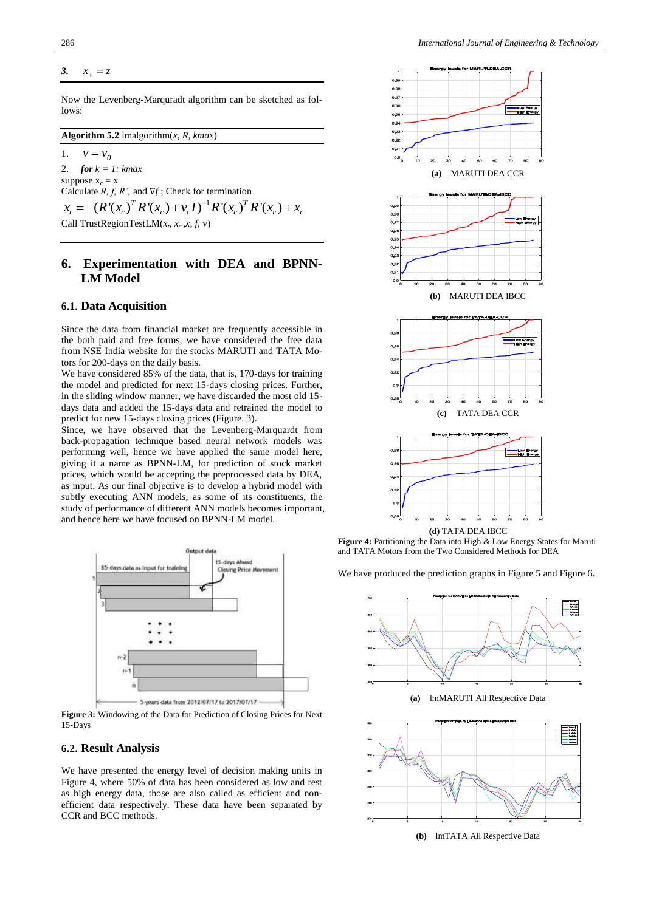**3.** $x_+ = z$

Now the Levenberg-Marquradt algorithm can be sketched as follows:

**Algorithm 5.2** lmalgorithm(*x, R, kmax*)

1. $v = v_0$
2. ***for*** *k = 1: kmax*

suppose $x_c = x$

Calculate *R, f, R'*, and $\nabla f$ ; Check for termination

$$x_t = -(R'(x_c)^T R'(x_c) + v_c I)^{-1} R'(x_c)^T R'(x_c) + x_c$$

Call TrustRegionTestLM($x_t$, $x_c$ ,*x, f*, v)

## 6. Experimentation with DEA and BPNN-LM Model

### 6.1. Data Acquisition

Since the data from financial market are frequently accessible in the both paid and free forms, we have considered the free data from NSE India website for the stocks MARUTI and TATA Motors for 200-days on the daily basis.

We have considered 85% of the data, that is, 170-days for training the model and predicted for next 15-days closing prices. Further, in the sliding window manner, we have discarded the most old 15-days data and added the 15-days data and retrained the model to predict for new 15-days closing prices (Figure. 3).

Since, we have observed that the Levenberg-Marquardt from back-propagation technique based neural network models was performing well, hence we have applied the same model here, giving it a name as BPNN-LM, for prediction of stock market prices, which would be accepting the preprocessed data by DEA, as input. As our final objective is to develop a hybrid model with subtly executing ANN models, as some of its constituents, the study of performance of different ANN models becomes important, and hence here we have focused on BPNN-LM model.

Figure 3: Windowing of the Data for Prediction of Closing Prices for Next 15-Days

### 6.2. Result Analysis

We have presented the energy level of decision making units in Figure 4, where 50% of data has been considered as low and rest as high energy data, those are also called as efficient and non-efficient data respectively. These data have been separated by CCR and BCC methods.

(a) MARUTI DEA CCR

(b) MARUTI DEA IBCC

(c) TATA DEA CCR

(d) TATA DEA IBCC

**Figure 4:** Partitioning the Data into High & Low Energy States for Maruti and TATA Motors from the Two Considered Methods for DEA

We have produced the prediction graphs in Figure 5 and Figure 6.

(a) lmMARUTI All Respective Data

(b) lmTATA All Respective Data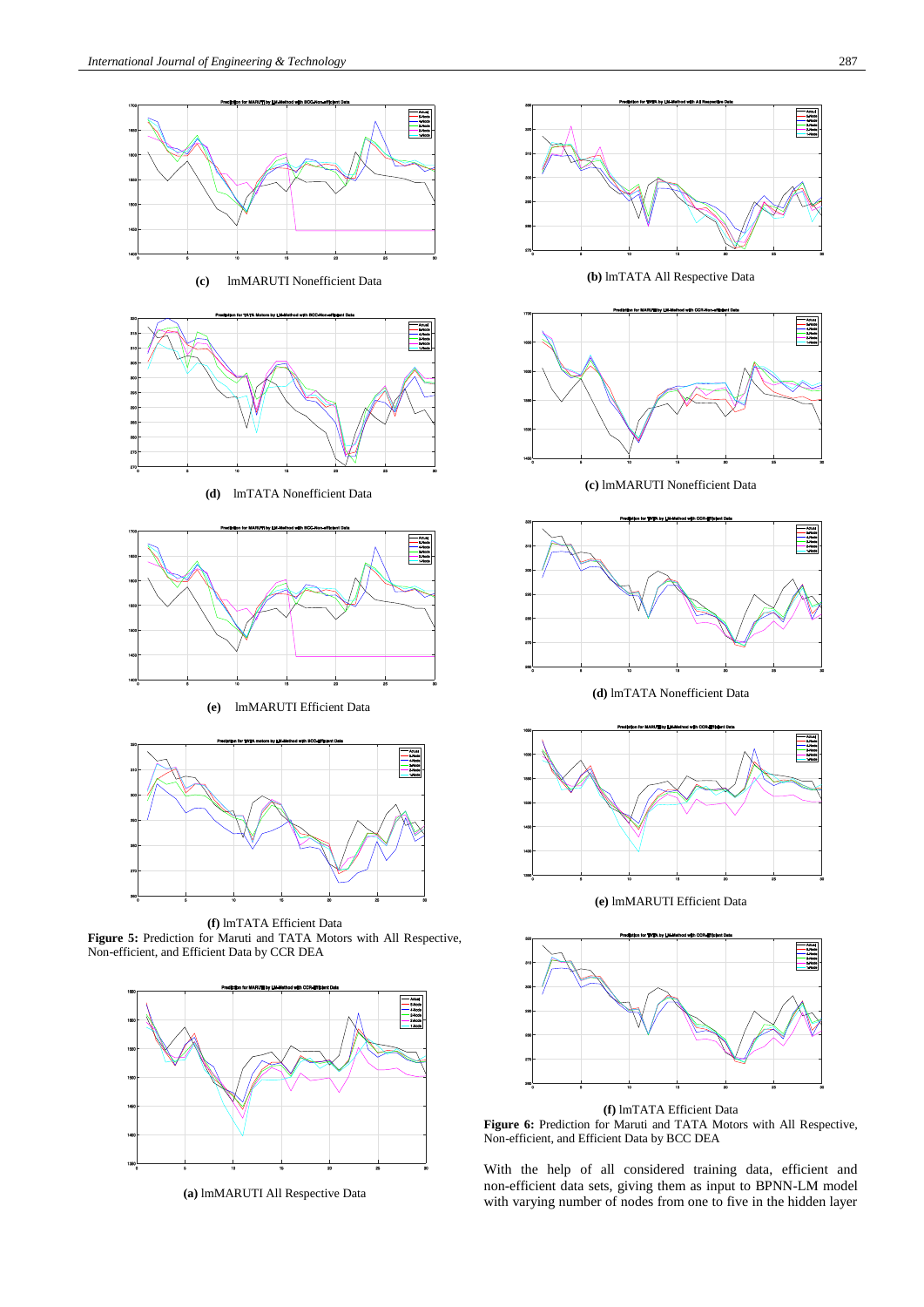**(c)** lmMARUTI Nonefficient Data

**(d)** lmTATA Nonefficient Data

**(e)** lmMARUTI Efficient Data

**(f)** lmTATA Efficient Data

**Figure 5:** Prediction for Maruti and TATA Motors with All Respective, Non-efficient, and Efficient Data by CCR DEA

**(a)** lmMARUTI All Respective Data

**(b)** lmTATA All Respective Data

**(c)** lmMARUTI Nonefficient Data

**(d)** lmTATA Nonefficient Data

**(e)** lmMARUTI Efficient Data

**(f)** lmTATA Efficient Data

**Figure 6:** Prediction for Maruti and TATA Motors with All Respective, Non-efficient, and Efficient Data by BCC DEA

With the help of all considered training data, efficient and non-efficient data sets, giving them as input to BPNN-LM model with varying number of nodes from one to five in the hidden layer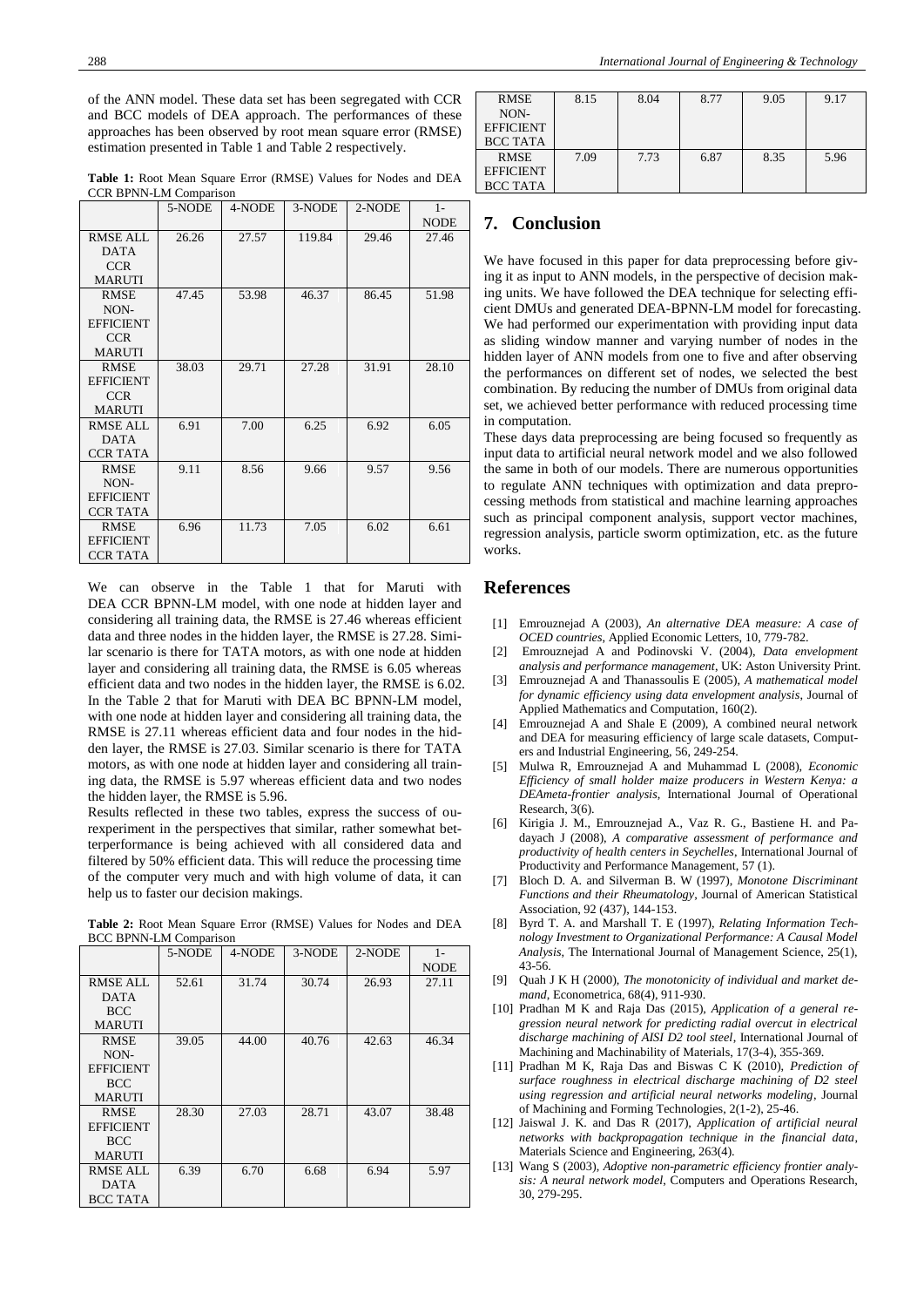of the ANN model. These data set has been segregated with CCR and BCC models of DEA approach. The performances of these approaches has been observed by root mean square error (RMSE) estimation presented in Table 1 and Table 2 respectively.

**Table 1:** Root Mean Square Error (RMSE) Values for Nodes and DEA CCR BPNN-LM Comparison

| | 5-NODE | 4-NODE | 3-NODE | 2-NODE | 1-NODE |
|---|---|---|---|---|---|
| RMSE ALL DATA CCR MARUTI | 26.26 | 27.57 | 119.84 | 29.46 | 27.46 |
| RMSE NON-EFFICIENT CCR MARUTI | 47.45 | 53.98 | 46.37 | 86.45 | 51.98 |
| RMSE EFFICIENT CCR MARUTI | 38.03 | 29.71 | 27.28 | 31.91 | 28.10 |
| RMSE ALL DATA CCR TATA | 6.91 | 7.00 | 6.25 | 6.92 | 6.05 |
| RMSE NON-EFFICIENT CCR TATA | 9.11 | 8.56 | 9.66 | 9.57 | 9.56 |
| RMSE EFFICIENT CCR TATA | 6.96 | 11.73 | 7.05 | 6.02 | 6.61 |

We can observe in the Table 1 that for Maruti with DEA CCR BPNN-LM model, with one node at hidden layer and considering all training data, the RMSE is 27.46 whereas efficient data and three nodes in the hidden layer, the RMSE is 27.28. Similar scenario is there for TATA motors, as with one node at hidden layer and considering all training data, the RMSE is 6.05 whereas efficient data and two nodes in the hidden layer, the RMSE is 6.02. In the Table 2 that for Maruti with DEA BC BPNN-LM model, with one node at hidden layer and considering all training data, the RMSE is 27.11 whereas efficient data and four nodes in the hidden layer, the RMSE is 27.03. Similar scenario is there for TATA motors, as with one node at hidden layer and considering all training data, the RMSE is 5.97 whereas efficient data and two nodes the hidden layer, the RMSE is 5.96.

Results reflected in these two tables, express the success of ourexperiment in the perspectives that similar, rather somewhat betterperformance is being achieved with all considered data and filtered by 50% efficient data. This will reduce the processing time of the computer very much and with high volume of data, it can help us to faster our decision makings.

**Table 2:** Root Mean Square Error (RMSE) Values for Nodes and DEA BCC BPNN-LM Comparison

| | 5-NODE | 4-NODE | 3-NODE | 2-NODE | 1-NODE |
|---|---|---|---|---|---|
| RMSE ALL DATA BCC MARUTI | 52.61 | 31.74 | 30.74 | 26.93 | 27.11 |
| RMSE NON-EFFICIENT BCC MARUTI | 39.05 | 44.00 | 40.76 | 42.63 | 46.34 |
| RMSE EFFICIENT BCC MARUTI | 28.30 | 27.03 | 28.71 | 43.07 | 38.48 |
| RMSE ALL DATA BCC TATA | 6.39 | 6.70 | 6.68 | 6.94 | 5.97 |
| RMSE NON-EFFICIENT BCC TATA | 8.15 | 8.04 | 8.77 | 9.05 | 9.17 |
| RMSE EFFICIENT BCC TATA | 7.09 | 7.73 | 6.87 | 8.35 | 5.96 |

## 7. Conclusion

We have focused in this paper for data preprocessing before giving it as input to ANN models, in the perspective of decision making units. We have followed the DEA technique for selecting efficient DMUs and generated DEA-BPNN-LM model for forecasting. We had performed our experimentation with providing input data as sliding window manner and varying number of nodes in the hidden layer of ANN models from one to five and after observing the performances on different set of nodes, we selected the best combination. By reducing the number of DMUs from original data set, we achieved better performance with reduced processing time in computation.

These days data preprocessing are being focused so frequently as input data to artificial neural network model and we also followed the same in both of our models. There are numerous opportunities to regulate ANN techniques with optimization and data preprocessing methods from statistical and machine learning approaches such as principal component analysis, support vector machines, regression analysis, particle sworm optimization, etc. as the future works.

## References

[1] Emrouznejad A (2003), *An alternative DEA measure: A case of OCED countries*, Applied Economic Letters, 10, 779-782.

[2] Emrouznejad A and Podinovski V. (2004), *Data envelopment analysis and performance management*, UK: Aston University Print.

[3] Emrouznejad A and Thanassoulis E (2005), *A mathematical model for dynamic efficiency using data envelopment analysis*, Journal of Applied Mathematics and Computation, 160(2).

[4] Emrouznejad A and Shale E (2009), A combined neural network and DEA for measuring efficiency of large scale datasets, Computers and Industrial Engineering, 56, 249-254.

[5] Mulwa R, Emrouznejad A and Muhammad L (2008), *Economic Efficiency of small holder maize producers in Western Kenya: a DEAmeta-frontier analysis*, International Journal of Operational Research, 3(6).

[6] Kirigia J. M., Emrouznejad A., Vaz R. G., Bastiene H. and Padayach J (2008), *A comparative assessment of performance and productivity of health centers in Seychelles*, International Journal of Productivity and Performance Management, 57 (1).

[7] Bloch D. A. and Silverman B. W (1997), *Monotone Discriminant Functions and their Rheumatology*, Journal of American Statistical Association, 92 (437), 144-153.

[8] Byrd T. A. and Marshall T. E (1997), *Relating Information Technology Investment to Organizational Performance: A Causal Model Analysis*, The International Journal of Management Science, 25(1), 43-56.

[9] Quah J K H (2000), *The monotonicity of individual and market demand*, Econometrica, 68(4), 911-930.

[10] Pradhan M K and Raja Das (2015), *Application of a general regression neural network for predicting radial overcut in electrical discharge machining of AISI D2 tool steel*, International Journal of Machining and Machinability of Materials, 17(3-4), 355-369.

[11] Pradhan M K, Raja Das and Biswas C K (2010), *Prediction of surface roughness in electrical discharge machining of D2 steel using regression and artificial neural networks modeling*, Journal of Machining and Forming Technologies, 2(1-2), 25-46.

[12] Jaiswal J. K. and Das R (2017), *Application of artificial neural networks with backpropagation technique in the financial data*, Materials Science and Engineering, 263(4).

[13] Wang S (2003), *Adoptive non-parametric efficiency frontier analysis: A neural network model*, Computers and Operations Research, 30, 279-295.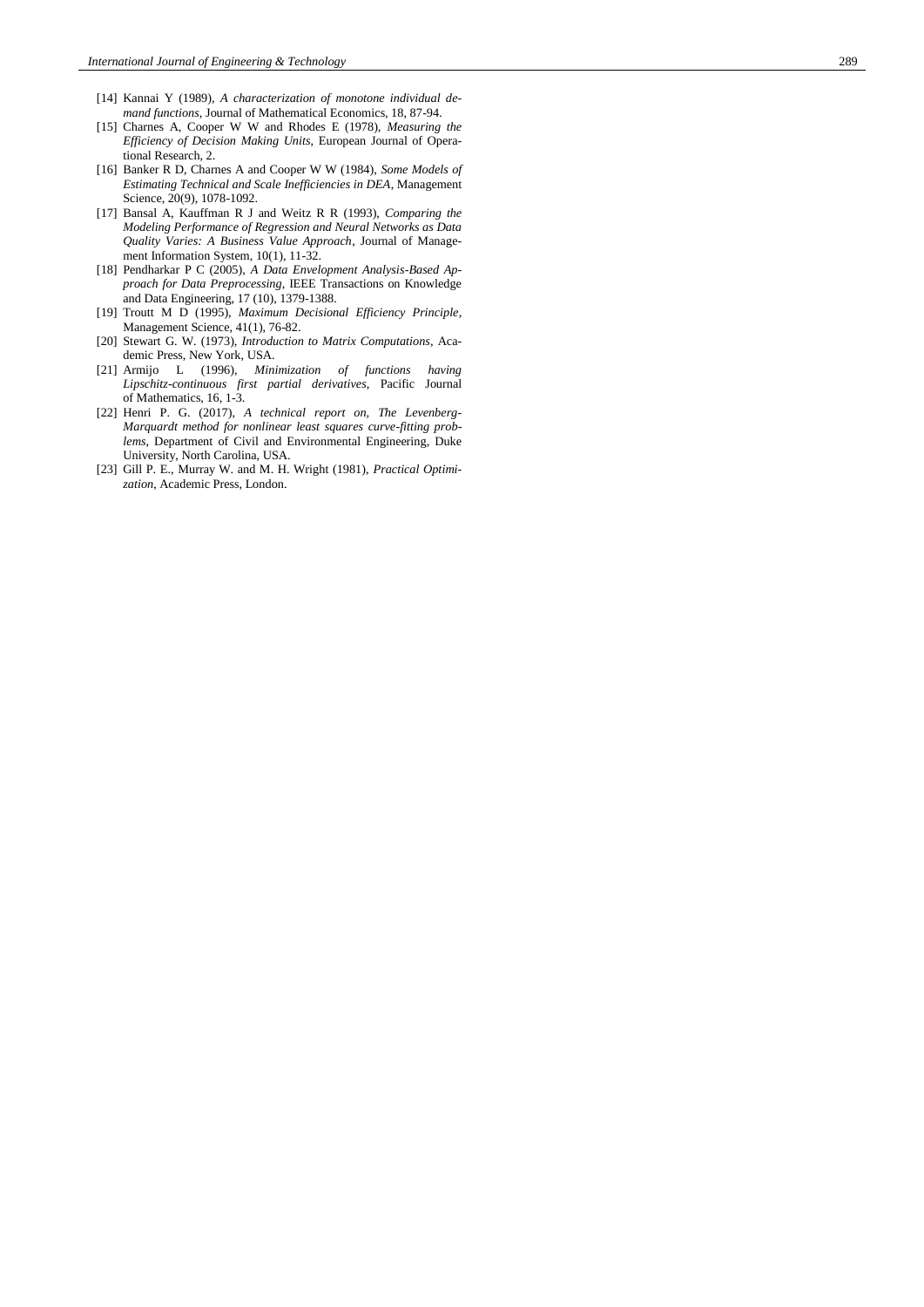[14] Kannai Y (1989), *A characterization of monotone individual demand functions*, Journal of Mathematical Economics, 18, 87-94.

[15] Charnes A, Cooper W W and Rhodes E (1978), *Measuring the Efficiency of Decision Making Units*, European Journal of Operational Research, 2.

[16] Banker R D, Charnes A and Cooper W W (1984), *Some Models of Estimating Technical and Scale Inefficiencies in DEA*, Management Science, 20(9), 1078-1092.

[17] Bansal A, Kauffman R J and Weitz R R (1993), *Comparing the Modeling Performance of Regression and Neural Networks as Data Quality Varies: A Business Value Approach*, Journal of Management Information System, 10(1), 11-32.

[18] Pendharkar P C (2005), *A Data Envelopment Analysis-Based Approach for Data Preprocessing*, IEEE Transactions on Knowledge and Data Engineering, 17 (10), 1379-1388.

[19] Troutt M D (1995), *Maximum Decisional Efficiency Principle*, Management Science, 41(1), 76-82.

[20] Stewart G. W. (1973), *Introduction to Matrix Computations*, Academic Press, New York, USA.

[21] Armijo L (1996), *Minimization of functions having Lipschitz-continuous first partial derivatives*, Pacific Journal of Mathematics, 16, 1-3.

[22] Henri P. G. (2017), *A technical report on, The Levenberg-Marquardt method for nonlinear least squares curve-fitting problems*, Department of Civil and Environmental Engineering, Duke University, North Carolina, USA.

[23] Gill P. E., Murray W. and M. H. Wright (1981), *Practical Optimization*, Academic Press, London.